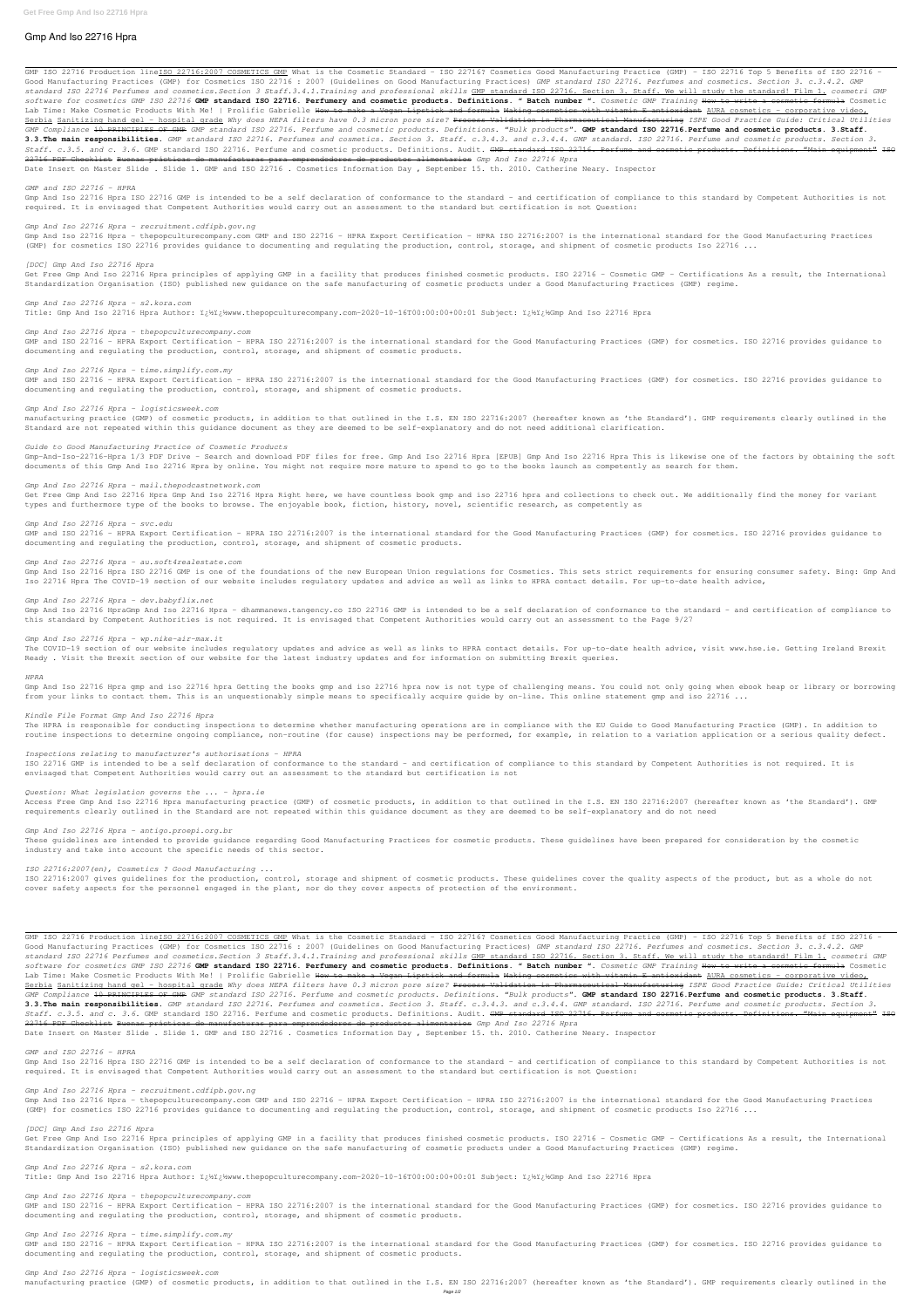# Gmp And Iso 22716 Hpra

GMP ISO 22716 Production lineISO 22716:2007 COSMETICS GMP What is the Cosmetic Standard - ISO 22716? Cosmetics Good Manufacturing Practice (GMP) - ISO 22716 Top 5 Benefits of ISO 22716 - Good Manufacturing Practices (GMP) for Cosmetics ISO 22716 : 2007 (Guidelines on Good Manufacturing Practices) *GMP standard ISO 22716. Perfumes and cosmetics. Section 3. c.3.4.2. GMP standard ISO 22716 Perfumes and cosmetics.Section 3 Staff.3.4.1.Training and professional skills* GMP standard ISO 22716. Section 3. Staff. We will study the standard! Film 1. *cosmetri GMP software for cosmetics GMP ISO 22716* **GMP standard ISO 22716. Perfumery and cosmetic products. Definitions. " Batch number ".** *Cosmetic GMP Training* How to write a cosmetic formula Cosmetic Lab Time: Make Cosmetic Products With Me! | Prolific Gabrielle How to make a Vegan Lipstick and formula Making cosmetics with vitamin E antioxidant AURA cosmetics - corporative video, Serbia Sanitizing hand gel - hospital grade *Why does HEPA filters have 0.3 micron pore size?* Process Validation in Pharmaceutical Manufacturing *ISPE Good Practice Guide: Critical Utilities GMP Compliance* 10 PRINCIPLES OF GMP *GMP standard ISO 22716. Perfume and cosmetic products. Definitions. "Bulk products".* **GMP standard ISO 22716.Perfume and cosmetic products. 3.Staff. 3.3.The main responsibilities.** *GMP standard ISO 22716. Perfumes and cosmetics. Section 3. Staff. c.3.4.3. and c.3.4.4. GMP standard. ISO 22716. Perfume and cosmetic products. Section 3. Staff. c.3.5. and c. 3.6.* GMP standard ISO 22716. Perfume and cosmetic products. Definitions. Audit. GMP standard ISO 22716. Perfume and cosmetic products. Definitions. "Main equipment" ISO 22716 PDF Checklist Buenas prácticas de manufacturas para emprendedores de productos alimentarios *Gmp And Iso 22716 Hpra*

Date Insert on Master Slide . Slide 1. GMP and ISO 22716 . Cosmetics Information Day , September 15. th. 2010. Catherine Neary. Inspector

*GMP and ISO 22716 - HPRA*

Gmp And Iso 22716 Hpra ISO 22716 GMP is intended to be a self declaration of conformance to the standard - and certification of compliance to this standard by Competent Authorities is not required. It is envisaged that Competent Authorities would carry out an assessment to the standard but certification is not Question:

*Gmp And Iso 22716 Hpra - recruitment.cdfipb.gov.ng*

Gmp And Iso 22716 Hpra - thepopculturecompany.com GMP and ISO 22716 - HPRA Export Certification - HPRA ISO 22716:2007 is the international standard for the Good Manufacturing Practices (GMP) for cosmetics ISO 22716 provides guidance to documenting and regulating the production, control, storage, and shipment of cosmetic products Iso 22716 ...

*[DOC] Gmp And Iso 22716 Hpra*

Get Free Gmp And Iso 22716 Hpra principles of applying GMP in a facility that produces finished cosmetic products. ISO 22716 - Cosmetic GMP - Certifications As a result, the International Standardization Organisation (ISO) published new guidance on the safe manufacturing of cosmetic products under a Good Manufacturing Practices (GMP) regime.

*Gmp And Iso 22716 Hpra - s2.kora.com*

Title: Gmp And Iso 22716 Hpra Author: ï¿½ï¿½www.thepopculturecompany.com-2020-10-16T00:00:00+00:01 Subject: ï¿½ï¿½Gmp And Iso 22716 Hpra

*Gmp And Iso 22716 Hpra - thepopculturecompany.com*

GMP and ISO 22716 - HPRA Export Certification - HPRA ISO 22716:2007 is the international standard for the Good Manufacturing Practices (GMP) for cosmetics. ISO 22716 provides guidance to documenting and regulating the production, control, storage, and shipment of cosmetic products.

*Gmp And Iso 22716 Hpra - time.simplify.com.my*

GMP and ISO 22716 - HPRA Export Certification - HPRA ISO 22716:2007 is the international standard for the Good Manufacturing Practices (GMP) for cosmetics. ISO 22716 provides guidance to documenting and regulating the production, control, storage, and shipment of cosmetic products.

*Gmp And Iso 22716 Hpra - logisticsweek.com*

manufacturing practice (GMP) of cosmetic products, in addition to that outlined in the I.S. EN ISO 22716:2007 (hereafter known as 'the Standard'). GMP requirements clearly outlined in the Standard are not repeated within this guidance document as they are deemed to be self-explanatory and do not need additional clarification.

*Guide to Good Manufacturing Practice of Cosmetic Products*

Gmp-And-Iso-22716-Hpra 1/3 PDF Drive - Search and download PDF files for free. Gmp And Iso 22716 Hpra [EPUB] Gmp And Iso 22716 Hpra This is likewise one of the factors by obtaining the soft documents of this Gmp And Iso 22716 Hpra by online. You might not require more mature to spend to go to the books launch as competently as search for them.

*Gmp And Iso 22716 Hpra - mail.thepodcastnetwork.com*

Get Free Gmp And Iso 22716 Hpra Gmp And Iso 22716 Hpra Right here, we have countless book gmp and iso 22716 hpra and collections to check out. We additionally find the money for variant types and furthermore type of the books to browse. The enjoyable book, fiction, history, novel, scientific research, as competently as

*Gmp And Iso 22716 Hpra - svc.edu*

GMP and ISO 22716 - HPRA Export Certification - HPRA ISO 22716:2007 is the international standard for the Good Manufacturing Practices (GMP) for cosmetics. ISO 22716 provides guidance to documenting and regulating the production, control, storage, and shipment of cosmetic products.

*Gmp And Iso 22716 Hpra - au.soft4realestate.com*

Gmp And Iso 22716 Hpra ISO 22716 GMP is one of the foundations of the new European Union regulations for Cosmetics. This sets strict requirements for ensuring consumer safety. Bing: Gmp And Iso 22716 Hpra The COVID-19 section of our website includes regulatory updates and advice as well as links to HPRA contact details. For up-to-date health advice,

*Gmp And Iso 22716 Hpra - dev.babyflix.net*

Gmp And Iso 22716 HpraGmp And Iso 22716 Hpra - dhammanews.tangency.co ISO 22716 GMP is intended to be a self declaration of conformance to the standard - and certification of compliance to this standard by Competent Authorities is not required. It is envisaged that Competent Authorities would carry out an assessment to the Page 9/27

*Gmp And Iso 22716 Hpra - wp.nike-air-max.it*

The COVID-19 section of our website includes regulatory updates and advice as well as links to HPRA contact details. For up-to-date health advice, visit www.hse.ie. Getting Ireland Brexit Ready . Visit the Brexit section of our website for the latest industry updates and for information on submitting Brexit queries.

*HPRA*

Gmp And Iso 22716 Hpra gmp and iso 22716 hpra Getting the books gmp and iso 22716 hpra now is not type of challenging means. You could not only going when ebook heap or library or borrowing from your links to contact them. This is an unquestionably simple means to specifically acquire guide by on-line. This online statement gmp and iso 22716 ...

*Kindle File Format Gmp And Iso 22716 Hpra*

The HPRA is responsible for conducting inspections to determine whether manufacturing operations are in compliance with the EU Guide to Good Manufacturing Practice (GMP). In addition to routine inspections to determine ongoing compliance, non-routine (for cause) inspections may be performed, for example, in relation to a variation application or a serious quality defect.

*Inspections relating to manufacturer's authorisations - HPRA*

ISO 22716 GMP is intended to be a self declaration of conformance to the standard - and certification of compliance to this standard by Competent Authorities is not required. It is envisaged that Competent Authorities would carry out an assessment to the standard but certification is not

*Question: What legislation governs the ... - hpra.ie*

Access Free Gmp And Iso 22716 Hpra manufacturing practice (GMP) of cosmetic products, in addition to that outlined in the I.S. EN ISO 22716:2007 (hereafter known as 'the Standard'). GMP requirements clearly outlined in the Standard are not repeated within this guidance document as they are deemed to be self-explanatory and do not need

*Gmp And Iso 22716 Hpra - antigo.proepi.org.br*

These guidelines are intended to provide guidance regarding Good Manufacturing Practices for cosmetic products. These guidelines have been prepared for consideration by the cosmetic industry and take into account the specific needs of this sector.

*ISO 22716:2007(en), Cosmetics ? Good Manufacturing ...*

ISO 22716:2007 gives guidelines for the production, control, storage and shipment of cosmetic products. These guidelines cover the quality aspects of the product, but as a whole do not cover safety aspects for the personnel engaged in the plant, nor do they cover aspects of protection of the environment.

GMP ISO 22716 Production lineISO 22716:2007 COSMETICS GMP What is the Cosmetic Standard - ISO 22716? Cosmetics Good Manufacturing Practice (GMP) - ISO 22716 Top 5 Benefits of ISO 22716 - Good Manufacturing Practices (GMP) for Cosmetics ISO 22716 : 2007 (Guidelines on Good Manufacturing Practices) *GMP standard ISO 22716. Perfumes and cosmetics. Section 3. c.3.4.2. GMP standard ISO 22716 Perfumes and cosmetics.Section 3 Staff.3.4.1.Training and professional skills* GMP standard ISO 22716. Section 3. Staff. We will study the standard! Film 1. *cosmetri GMP software for cosmetics GMP ISO 22716* **GMP standard ISO 22716. Perfumery and cosmetic products. Definitions. " Batch number ".** *Cosmetic GMP Training* How to write a cosmetic formula Cosmetic Lab Time: Make Cosmetic Products With Me! | Prolific Gabrielle How to make a Vegan Lipstick and formula Making cosmetics with vitamin E antioxidant AURA cosmetics - corporative video, Serbia Sanitizing hand gel - hospital grade *Why does HEPA filters have 0.3 micron pore size?* Process Validation in Pharmaceutical Manufacturing *ISPE Good Practice Guide: Critical Utilities GMP Compliance* 10 PRINCIPLES OF GMP *GMP standard ISO 22716. Perfume and cosmetic products. Definitions. "Bulk products".* **GMP standard ISO 22716.Perfume and cosmetic products. 3.Staff. 3.3.The main responsibilities.** *GMP standard ISO 22716. Perfumes and cosmetics. Section 3. Staff. c.3.4.3. and c.3.4.4. GMP standard. ISO 22716. Perfume and cosmetic products. Section 3. Staff. c.3.5. and c. 3.6.* GMP standard ISO 22716. Perfume and cosmetic products. Definitions. Audit. GMP standard ISO 22716. Perfume and cosmetic products. Definitions. "Main equipment" ISO 22716 PDF Checklist Buenas prácticas de manufacturas para emprendedores de productos alimentarios *Gmp And Iso 22716 Hpra*

Date Insert on Master Slide . Slide 1. GMP and ISO 22716 . Cosmetics Information Day , September 15. th. 2010. Catherine Neary. Inspector

*GMP and ISO 22716 - HPRA*

Gmp And Iso 22716 Hpra ISO 22716 GMP is intended to be a self declaration of conformance to the standard - and certification of compliance to this standard by Competent Authorities is not required. It is envisaged that Competent Authorities would carry out an assessment to the standard but certification is not Question:

*Gmp And Iso 22716 Hpra - recruitment.cdfipb.gov.ng*

Gmp And Iso 22716 Hpra - thepopculturecompany.com GMP and ISO 22716 - HPRA Export Certification - HPRA ISO 22716:2007 is the international standard for the Good Manufacturing Practices (GMP) for cosmetics ISO 22716 provides guidance to documenting and regulating the production, control, storage, and shipment of cosmetic products Iso 22716 ...

*[DOC] Gmp And Iso 22716 Hpra*

Get Free Gmp And Iso 22716 Hpra principles of applying GMP in a facility that produces finished cosmetic products. ISO 22716 - Cosmetic GMP - Certifications As a result, the International Standardization Organisation (ISO) published new guidance on the safe manufacturing of cosmetic products under a Good Manufacturing Practices (GMP) regime.

*Gmp And Iso 22716 Hpra - s2.kora.com*

Title: Gmp And Iso 22716 Hpra Author: ï¿½ï¿½www.thepopculturecompany.com-2020-10-16T00:00:00+00:01 Subject: ï¿½ï¿½Gmp And Iso 22716 Hpra

*Gmp And Iso 22716 Hpra - thepopculturecompany.com*

GMP and ISO 22716 - HPRA Export Certification - HPRA ISO 22716:2007 is the international standard for the Good Manufacturing Practices (GMP) for cosmetics. ISO 22716 provides guidance to documenting and regulating the production, control, storage, and shipment of cosmetic products.

*Gmp And Iso 22716 Hpra - time.simplify.com.my*

GMP and ISO 22716 - HPRA Export Certification - HPRA ISO 22716:2007 is the international standard for the Good Manufacturing Practices (GMP) for cosmetics. ISO 22716 provides guidance to documenting and regulating the production, control, storage, and shipment of cosmetic products.

*Gmp And Iso 22716 Hpra - logisticsweek.com*

manufacturing practice (GMP) of cosmetic products, in addition to that outlined in the I.S. EN ISO 22716:2007 (hereafter known as 'the Standard'). GMP requirements clearly outlined in the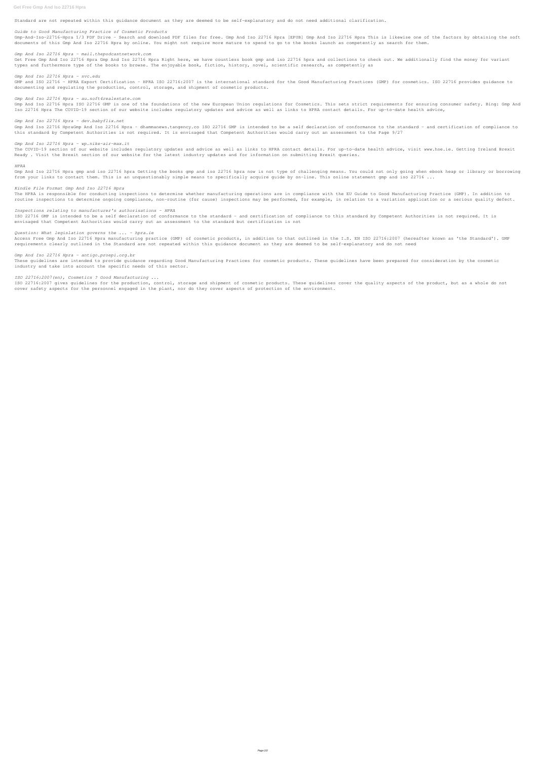Standard are not repeated within this guidance document as they are deemed to be self-explanatory and do not need additional clarification.

*Guide to Good Manufacturing Practice of Cosmetic Products*

Gmp-And-Iso-22716-Hpra 1/3 PDF Drive - Search and download PDF files for free. Gmp And Iso 22716 Hpra [EPUB] Gmp And Iso 22716 Hpra This is likewise one of the factors by obtaining the soft documents of this Gmp And Iso 22716 Hpra by online. You might not require more mature to spend to go to the books launch as competently as search for them.

*Gmp And Iso 22716 Hpra - mail.thepodcastnetwork.com*

Get Free Gmp And Iso 22716 Hpra Gmp And Iso 22716 Hpra Right here, we have countless book gmp and iso 22716 hpra and collections to check out. We additionally find the money for variant types and furthermore type of the books to browse. The enjoyable book, fiction, history, novel, scientific research, as competently as

*Gmp And Iso 22716 Hpra - svc.edu*

GMP and ISO 22716 - HPRA Export Certification - HPRA ISO 22716:2007 is the international standard for the Good Manufacturing Practices (GMP) for cosmetics. ISO 22716 provides guidance to documenting and regulating the production, control, storage, and shipment of cosmetic products.

*Gmp And Iso 22716 Hpra - au.soft4realestate.com*

Gmp And Iso 22716 Hpra ISO 22716 GMP is one of the foundations of the new European Union regulations for Cosmetics. This sets strict requirements for ensuring consumer safety. Bing: Gmp And Iso 22716 Hpra The COVID-19 section of our website includes regulatory updates and advice as well as links to HPRA contact details. For up-to-date health advice,

*Gmp And Iso 22716 Hpra - dev.babyflix.net*

Gmp And Iso 22716 HpraGmp And Iso 22716 Hpra - dhammanews.tangency.co ISO 22716 GMP is intended to be a self declaration of conformance to the standard - and certification of compliance to this standard by Competent Authorities is not required. It is envisaged that Competent Authorities would carry out an assessment to the Page 9/27

*Gmp And Iso 22716 Hpra - wp.nike-air-max.it*

The COVID-19 section of our website includes regulatory updates and advice as well as links to HPRA contact details. For up-to-date health advice, visit www.hse.ie. Getting Ireland Brexit Ready . Visit the Brexit section of our website for the latest industry updates and for information on submitting Brexit queries.

*HPRA*

Gmp And Iso 22716 Hpra gmp and iso 22716 hpra Getting the books gmp and iso 22716 hpra now is not type of challenging means. You could not only going when ebook heap or library or borrowing from your links to contact them. This is an unquestionably simple means to specifically acquire guide by on-line. This online statement gmp and iso 22716 ...

*Kindle File Format Gmp And Iso 22716 Hpra*

The HPRA is responsible for conducting inspections to determine whether manufacturing operations are in compliance with the EU Guide to Good Manufacturing Practice (GMP). In addition to routine inspections to determine ongoing compliance, non-routine (for cause) inspections may be performed, for example, in relation to a variation application or a serious quality defect.

*Inspections relating to manufacturer's authorisations - HPRA*

ISO 22716 GMP is intended to be a self declaration of conformance to the standard - and certification of compliance to this standard by Competent Authorities is not required. It is envisaged that Competent Authorities would carry out an assessment to the standard but certification is not

*Question: What legislation governs the ... - hpra.ie*

Access Free Gmp And Iso 22716 Hpra manufacturing practice (GMP) of cosmetic products, in addition to that outlined in the I.S. EN ISO 22716:2007 (hereafter known as 'the Standard'). GMP requirements clearly outlined in the Standard are not repeated within this guidance document as they are deemed to be self-explanatory and do not need

*Gmp And Iso 22716 Hpra - antigo.proepi.org.br*

These guidelines are intended to provide guidance regarding Good Manufacturing Practices for cosmetic products. These guidelines have been prepared for consideration by the cosmetic industry and take into account the specific needs of this sector.

*ISO 22716:2007(en), Cosmetics ? Good Manufacturing ...*

ISO 22716:2007 gives guidelines for the production, control, storage and shipment of cosmetic products. These guidelines cover the quality aspects of the product, but as a whole do not cover safety aspects for the personnel engaged in the plant, nor do they cover aspects of protection of the environment.